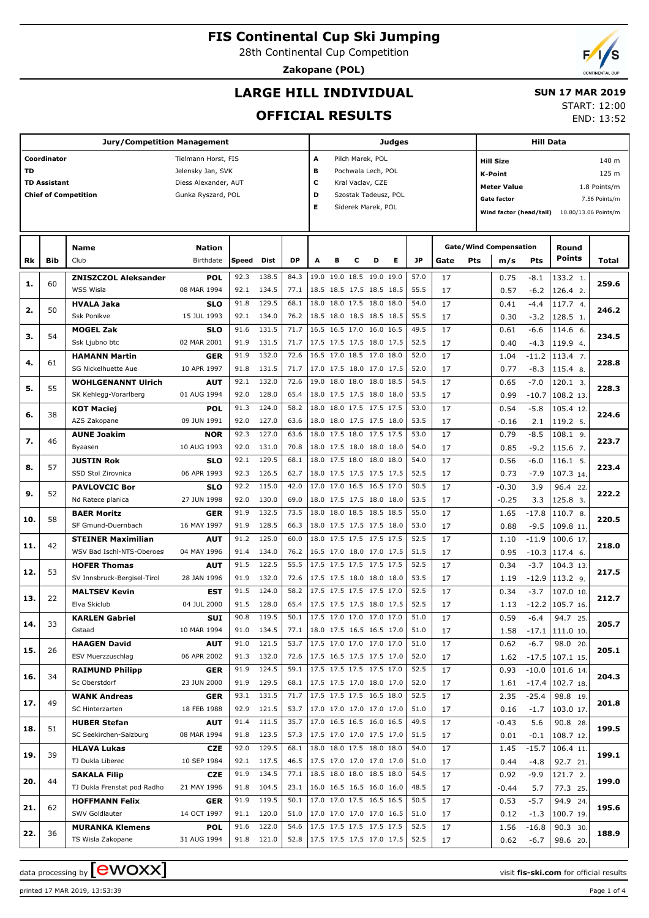# FIS Continental Cup Ski Jumping

28th Continental Cup Competition

**Zakopane (POL)**

## LARGE HILL INDIVIDUAL

## OFFICIAL RESULTS

**SUN 17 MAR 2019**

START: 12:00

END: 13:52

| Jury/Competition Management | |
|---|---|
| Coordinator | Tielmann Horst, FIS |
| TD | Jelensky Jan, SVK |
| TD Assistant | Diess Alexander, AUT |
| Chief of Competition | Gunka Ryszard, POL |

| Judges | |
|---|---|
| A | Pilch Marek, POL |
| B | Pochwala Lech, POL |
| C | Kral Vaclav, CZE |
| D | Szostak Tadeusz, POL |
| E | Siderek Marek, POL |

| Hill Data | |
|---|---|
| Hill Size | 140 m |
| K-Point | 125 m |
| Meter Value | 1.8 Points/m |
| Gate factor | 7.56 Points/m |
| Wind factor (head/tail) | 10.80/13.06 Points/m |

| Rk | Bib | Name / Club | Nation / Birthdate | Speed | Dist | DP | A | B | C | D | E | JP | Gate | Pts | m/s | Pts | Round Points | Total |
|---|---|---|---|---|---|---|---|---|---|---|---|---|---|---|---|---|---|---|
| 1. | 60 | **ZNISZCZOL Aleksander** | **POL** | 92.3 | 138.5 | 84.3 | 19.0 | 19.0 | 18.5 | 19.0 | 19.0 | 57.0 | 17 | | 0.75 | -8.1 | 133.2 1. | 259.6 |
| | | WSS Wisla | 08 MAR 1994 | 92.1 | 134.5 | 77.1 | 18.5 | 18.5 | 17.5 | 18.5 | 18.5 | 55.5 | 17 | | 0.57 | -6.2 | 126.4 2. | |
| 2. | 50 | **HVALA Jaka** | **SLO** | 91.8 | 129.5 | 68.1 | 18.0 | 18.0 | 17.5 | 18.0 | 18.0 | 54.0 | 17 | | 0.41 | -4.4 | 117.7 4. | 246.2 |
| | | Ssk Ponikve | 15 JUL 1993 | 92.1 | 134.0 | 76.2 | 18.5 | 18.0 | 18.5 | 18.5 | 18.5 | 55.5 | 17 | | 0.30 | -3.2 | 128.5 1. | |
| 3. | 54 | **MOGEL Zak** | **SLO** | 91.6 | 131.5 | 71.7 | 16.5 | 16.5 | 17.0 | 16.0 | 16.5 | 49.5 | 17 | | 0.61 | -6.6 | 114.6 6. | 234.5 |
| | | Ssk Ljubno btc | 02 MAR 2001 | 91.9 | 131.5 | 71.7 | 17.5 | 17.5 | 17.5 | 18.0 | 17.5 | 52.5 | 17 | | 0.40 | -4.3 | 119.9 4. | |
| 4. | 61 | **HAMANN Martin** | **GER** | 91.9 | 132.0 | 72.6 | 16.5 | 17.0 | 18.5 | 17.0 | 18.0 | 52.0 | 17 | | 1.04 | -11.2 | 113.4 7. | 228.8 |
| | | SG Nickelhuette Aue | 10 APR 1997 | 91.8 | 131.5 | 71.7 | 17.0 | 17.5 | 18.0 | 17.0 | 17.5 | 52.0 | 17 | | 0.77 | -8.3 | 115.4 8. | |
| 5. | 55 | **WOHLGENANNT Ulrich** | **AUT** | 92.1 | 132.0 | 72.6 | 19.0 | 18.0 | 18.0 | 18.0 | 18.5 | 54.5 | 17 | | 0.65 | -7.0 | 120.1 3. | 228.3 |
| | | SK Kehlegg-Vorarlberg | 01 AUG 1994 | 92.0 | 128.0 | 65.4 | 18.0 | 17.5 | 17.5 | 18.0 | 18.0 | 53.5 | 17 | | 0.99 | -10.7 | 108.2 13. | |
| 6. | 38 | **KOT Maciej** | **POL** | 91.3 | 124.0 | 58.2 | 18.0 | 18.0 | 17.5 | 17.5 | 17.5 | 53.0 | 17 | | 0.54 | -5.8 | 105.4 12. | 224.6 |
| | | AZS Zakopane | 09 JUN 1991 | 92.0 | 127.0 | 63.6 | 18.0 | 18.0 | 17.5 | 17.5 | 18.0 | 53.5 | 17 | | -0.16 | 2.1 | 119.2 5. | |
| 7. | 46 | **AUNE Joakim** | **NOR** | 92.3 | 127.0 | 63.6 | 18.0 | 17.5 | 18.0 | 17.5 | 17.5 | 53.0 | 17 | | 0.79 | -8.5 | 108.1 9. | 223.7 |
| | | Byaasen | 10 AUG 1993 | 92.0 | 131.0 | 70.8 | 18.0 | 17.5 | 18.0 | 18.0 | 18.0 | 54.0 | 17 | | 0.85 | -9.2 | 115.6 7. | |
| 8. | 57 | **JUSTIN Rok** | **SLO** | 92.1 | 129.5 | 68.1 | 18.0 | 17.5 | 18.0 | 18.0 | 18.0 | 54.0 | 17 | | 0.56 | -6.0 | 116.1 5. | 223.4 |
| | | SSD Stol Zirovnica | 06 APR 1993 | 92.3 | 126.5 | 62.7 | 18.0 | 17.5 | 17.5 | 17.5 | 17.5 | 52.5 | 17 | | 0.73 | -7.9 | 107.3 14. | |
| 9. | 52 | **PAVLOVCIC Bor** | **SLO** | 92.2 | 115.0 | 42.0 | 17.0 | 17.0 | 16.5 | 16.5 | 17.0 | 50.5 | 17 | | -0.30 | 3.9 | 96.4 22. | 222.2 |
| | | Nd Ratece planica | 27 JUN 1998 | 92.0 | 130.0 | 69.0 | 18.0 | 17.5 | 18.0 | 18.0 | 18.0 | 53.5 | 17 | | -0.25 | 3.3 | 125.8 3. | |
| 10. | 58 | **BAER Moritz** | **GER** | 91.9 | 132.5 | 73.5 | 18.0 | 18.0 | 18.5 | 18.5 | 18.5 | 55.0 | 17 | | 1.65 | -17.8 | 110.7 8. | 220.5 |
| | | SF Gmund-Duernbach | 16 MAY 1997 | 91.9 | 128.5 | 66.3 | 18.0 | 17.5 | 17.5 | 17.5 | 18.0 | 53.0 | 17 | | 0.88 | -9.5 | 109.8 11. | |
| 11. | 42 | **STEINER Maximilian** | **AUT** | 91.2 | 125.0 | 60.0 | 18.0 | 17.5 | 17.5 | 17.5 | 17.5 | 52.5 | 17 | | 1.10 | -11.9 | 100.6 17. | 218.0 |
| | | WSV Bad Ischl-NTS-Oberoes | 04 MAY 1996 | 91.4 | 134.0 | 76.2 | 16.5 | 17.0 | 18.0 | 17.0 | 17.5 | 51.5 | 17 | | 0.95 | -10.3 | 117.4 6. | |
| 12. | 53 | **HOFER Thomas** | **AUT** | 91.5 | 122.5 | 55.5 | 17.5 | 17.5 | 17.5 | 17.5 | 17.5 | 52.5 | 17 | | 0.34 | -3.7 | 104.3 13. | 217.5 |
| | | SV Innsbruck-Bergisel-Tirol | 28 JAN 1996 | 91.9 | 132.0 | 72.6 | 17.5 | 17.5 | 18.0 | 18.0 | 18.0 | 53.5 | 17 | | 1.19 | -12.9 | 113.2 9. | |
| 13. | 22 | **MALTSEV Kevin** | **EST** | 91.5 | 124.0 | 58.2 | 17.5 | 17.5 | 17.5 | 17.5 | 17.0 | 52.5 | 17 | | 0.34 | -3.7 | 107.0 10. | 212.7 |
| | | Elva Skiclub | 04 JUL 2000 | 91.5 | 128.0 | 65.4 | 17.5 | 17.5 | 17.5 | 18.0 | 17.5 | 52.5 | 17 | | 1.13 | -12.2 | 105.7 16. | |
| 14. | 33 | **KARLEN Gabriel** | **SUI** | 90.8 | 119.5 | 50.1 | 17.5 | 17.0 | 17.0 | 17.0 | 17.0 | 51.0 | 17 | | 0.59 | -6.4 | 94.7 25. | 205.7 |
| | | Gstaad | 10 MAR 1994 | 91.0 | 134.5 | 77.1 | 18.0 | 17.5 | 16.5 | 16.5 | 17.0 | 51.0 | 17 | | 1.58 | -17.1 | 111.0 10. | |
| 15. | 26 | **HAAGEN David** | **AUT** | 91.0 | 121.5 | 53.7 | 17.5 | 17.0 | 17.0 | 17.0 | 17.0 | 51.0 | 17 | | 0.62 | -6.7 | 98.0 20. | 205.1 |
| | | ESV Muerzzuschlag | 06 APR 2002 | 91.3 | 132.0 | 72.6 | 17.5 | 16.5 | 17.5 | 17.5 | 17.0 | 52.0 | 17 | | 1.62 | -17.5 | 107.1 15. | |
| 16. | 34 | **RAIMUND Philipp** | **GER** | 91.9 | 124.5 | 59.1 | 17.5 | 17.5 | 17.5 | 17.5 | 17.0 | 52.5 | 17 | | 0.93 | -10.0 | 101.6 14. | 204.3 |
| | | Sc Oberstdorf | 23 JUN 2000 | 91.9 | 129.5 | 68.1 | 17.5 | 17.5 | 17.0 | 18.0 | 17.0 | 52.0 | 17 | | 1.61 | -17.4 | 102.7 18. | |
| 17. | 49 | **WANK Andreas** | **GER** | 93.1 | 131.5 | 71.7 | 17.5 | 17.5 | 17.5 | 16.5 | 18.0 | 52.5 | 17 | | 2.35 | -25.4 | 98.8 19. | 201.8 |
| | | SC Hinterzarten | 18 FEB 1988 | 92.9 | 121.5 | 53.7 | 17.0 | 17.0 | 17.0 | 17.0 | 17.0 | 51.0 | 17 | | 0.16 | -1.7 | 103.0 17. | |
| 18. | 51 | **HUBER Stefan** | **AUT** | 91.4 | 111.5 | 35.7 | 17.0 | 16.5 | 16.5 | 16.0 | 16.5 | 49.5 | 17 | | -0.43 | 5.6 | 90.8 28. | 199.5 |
| | | SC Seekirchen-Salzburg | 08 MAR 1994 | 91.8 | 123.5 | 57.3 | 17.5 | 17.0 | 17.0 | 17.5 | 17.0 | 51.5 | 17 | | 0.01 | -0.1 | 108.7 12. | |
| 19. | 39 | **HLAVA Lukas** | **CZE** | 92.0 | 129.5 | 68.1 | 18.0 | 18.0 | 17.5 | 18.0 | 18.0 | 54.0 | 17 | | 1.45 | -15.7 | 106.4 11. | 199.1 |
| | | TJ Dukla Liberec | 10 SEP 1984 | 92.1 | 117.5 | 46.5 | 17.5 | 17.0 | 17.0 | 17.0 | 17.0 | 51.0 | 17 | | 0.44 | -4.8 | 92.7 21. | |
| 20. | 44 | **SAKALA Filip** | **CZE** | 91.9 | 134.5 | 77.1 | 18.5 | 18.0 | 18.0 | 18.5 | 18.0 | 54.5 | 17 | | 0.92 | -9.9 | 121.7 2. | 199.0 |
| | | TJ Dukla Frenstat pod Radho | 21 MAY 1996 | 91.8 | 104.5 | 23.1 | 16.0 | 16.5 | 16.5 | 16.0 | 16.0 | 48.5 | 17 | | -0.44 | 5.7 | 77.3 25. | |
| 21. | 62 | **HOFFMANN Felix** | **GER** | 91.9 | 119.5 | 50.1 | 17.0 | 17.0 | 17.0 | 16.5 | 16.5 | 50.5 | 17 | | 0.53 | -5.7 | 94.9 24. | 195.6 |
| | | SWV Goldlauter | 14 OCT 1997 | 91.1 | 120.0 | 51.0 | 17.0 | 17.0 | 17.0 | 17.0 | 16.5 | 51.0 | 17 | | 0.12 | -1.3 | 100.7 19. | |
| 22. | 36 | **MURANKA Klemens** | **POL** | 91.6 | 122.0 | 54.6 | 17.5 | 17.5 | 17.5 | 17.5 | 17.5 | 52.5 | 17 | | 1.56 | -16.8 | 90.3 30. | 188.9 |
| | | TS Wisla Zakopane | 31 AUG 1994 | 91.8 | 121.0 | 52.8 | 17.5 | 17.5 | 17.5 | 17.0 | 17.5 | 52.5 | 17 | | 0.62 | -6.7 | 98.6 20. | |

data processing by [ewoxx] — visit **fis-ski.com** for official results

printed 17 MAR 2019, 13:53:39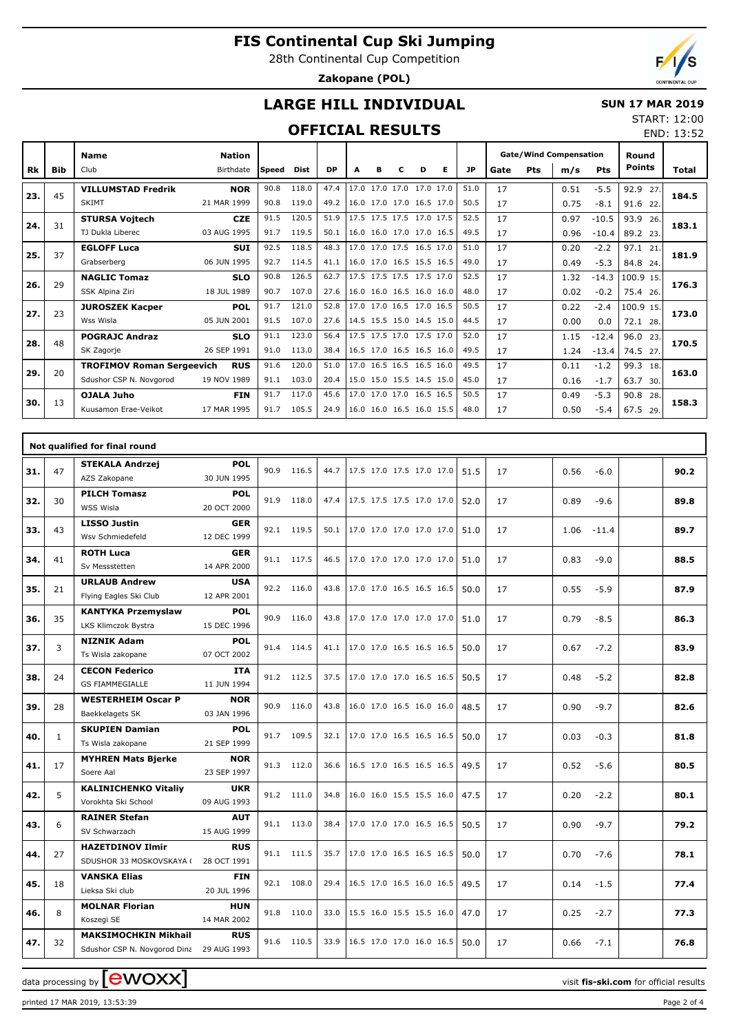# FIS Continental Cup Ski Jumping

28th Continental Cup Competition

**Zakopane (POL)**

## LARGE HILL INDIVIDUAL

**SUN 17 MAR 2019**

START: 12:00

END: 13:52

### OFFICIAL RESULTS

| Rk | Bib | Name / Club | Nation / Birthdate | Speed | Dist | DP | A | B | C | D | E | JP | Gate | Pts | m/s | Pts | Round Points | Total |
|---|---|---|---|---|---|---|---|---|---|---|---|---|---|---|---|---|---|---|
| 23. | 45 | VILLUMSTAD Fredrik | NOR | 90.8 | 118.0 | 47.4 | 17.0 | 17.0 | 17.0 | 17.0 | 17.0 | 51.0 | 17 | | 0.51 | -5.5 | 92.9 27. | 184.5 |
| | | SKIMT | 21 MAR 1999 | 90.8 | 119.0 | 49.2 | 16.0 | 17.0 | 17.0 | 16.5 | 17.0 | 50.5 | 17 | | 0.75 | -8.1 | 91.6 22. | |
| 24. | 31 | STURSA Vojtech | CZE | 91.5 | 120.5 | 51.9 | 17.5 | 17.5 | 17.5 | 17.0 | 17.5 | 52.5 | 17 | | 0.97 | -10.5 | 93.9 26. | 183.1 |
| | | TJ Dukla Liberec | 03 AUG 1995 | 91.7 | 119.5 | 50.1 | 16.0 | 16.0 | 17.0 | 17.0 | 16.5 | 49.5 | 17 | | 0.96 | -10.4 | 89.2 23. | |
| 25. | 37 | EGLOFF Luca | SUI | 92.5 | 118.5 | 48.3 | 17.0 | 17.0 | 17.5 | 16.5 | 17.0 | 51.0 | 17 | | 0.20 | -2.2 | 97.1 21. | 181.9 |
| | | Grabserberg | 06 JUN 1995 | 92.7 | 114.5 | 41.1 | 16.0 | 17.0 | 16.5 | 15.5 | 16.5 | 49.0 | 17 | | 0.49 | -5.3 | 84.8 24. | |
| 26. | 29 | NAGLIC Tomaz | SLO | 90.8 | 126.5 | 62.7 | 17.5 | 17.5 | 17.5 | 17.5 | 17.0 | 52.5 | 17 | | 1.32 | -14.3 | 100.9 15. | 176.3 |
| | | SSK Alpina Ziri | 18 JUL 1989 | 90.7 | 107.0 | 27.6 | 16.0 | 16.0 | 16.5 | 16.0 | 16.0 | 48.0 | 17 | | 0.02 | -0.2 | 75.4 26. | |
| 27. | 23 | JUROSZEK Kacper | POL | 91.7 | 121.0 | 52.8 | 17.0 | 17.0 | 16.5 | 17.0 | 16.5 | 50.5 | 17 | | 0.22 | -2.4 | 100.9 15. | 173.0 |
| | | Wss Wisla | 05 JUN 2001 | 91.5 | 107.0 | 27.6 | 14.5 | 15.5 | 15.0 | 14.5 | 15.0 | 44.5 | 17 | | 0.00 | 0.0 | 72.1 28. | |
| 28. | 48 | POGRAJC Andraz | SLO | 91.1 | 123.0 | 56.4 | 17.5 | 17.5 | 17.0 | 17.5 | 17.0 | 52.0 | 17 | | 1.15 | -12.4 | 96.0 23. | 170.5 |
| | | SK Zagorje | 26 SEP 1991 | 91.0 | 113.0 | 38.4 | 16.5 | 17.0 | 16.5 | 16.5 | 16.0 | 49.5 | 17 | | 1.24 | -13.4 | 74.5 27. | |
| 29. | 20 | TROFIMOV Roman Sergeevich | RUS | 91.6 | 120.0 | 51.0 | 17.0 | 16.5 | 16.5 | 16.5 | 16.0 | 49.5 | 17 | | 0.11 | -1.2 | 99.3 18. | 163.0 |
| | | Sdushor CSP N. Novgorod | 19 NOV 1989 | 91.1 | 103.0 | 20.4 | 15.0 | 15.0 | 15.5 | 14.5 | 15.0 | 45.0 | 17 | | 0.16 | -1.7 | 63.7 30. | |
| 30. | 13 | OJALA Juho | FIN | 91.7 | 117.0 | 45.6 | 17.0 | 17.0 | 17.0 | 16.5 | 16.5 | 50.5 | 17 | | 0.49 | -5.3 | 90.8 28. | 158.3 |
| | | Kuusamon Erae-Veikot | 17 MAR 1995 | 91.7 | 105.5 | 24.9 | 16.0 | 16.0 | 16.5 | 16.0 | 15.5 | 48.0 | 17 | | 0.50 | -5.4 | 67.5 29. | |

**Not qualified for final round**

| Rk | Bib | Name / Club | Nation / Birthdate | Speed | Dist | DP | A | B | C | D | E | JP | Gate | Pts | m/s | Pts | Round Points | Total |
|---|---|---|---|---|---|---|---|---|---|---|---|---|---|---|---|---|---|---|
| 31. | 47 | STEKALA Andrzej / AZS Zakopane | POL / 30 JUN 1995 | 90.9 | 116.5 | 44.7 | 17.5 | 17.0 | 17.5 | 17.0 | 17.0 | 51.5 | 17 | | 0.56 | -6.0 | | 90.2 |
| 32. | 30 | PILCH Tomasz / WSS Wisla | POL / 20 OCT 2000 | 91.9 | 118.0 | 47.4 | 17.5 | 17.5 | 17.5 | 17.0 | 17.0 | 52.0 | 17 | | 0.89 | -9.6 | | 89.8 |
| 33. | 43 | LISSO Justin / Wsv Schmiedefeld | GER / 12 DEC 1999 | 92.1 | 119.5 | 50.1 | 17.0 | 17.0 | 17.0 | 17.0 | 17.0 | 51.0 | 17 | | 1.06 | -11.4 | | 89.7 |
| 34. | 41 | ROTH Luca / Sv Messstetten | GER / 14 APR 2000 | 91.1 | 117.5 | 46.5 | 17.0 | 17.0 | 17.0 | 17.0 | 17.0 | 51.0 | 17 | | 0.83 | -9.0 | | 88.5 |
| 35. | 21 | URLAUB Andrew / Flying Eagles Ski Club | USA / 12 APR 2001 | 92.2 | 116.0 | 43.8 | 17.0 | 17.0 | 16.5 | 16.5 | 16.5 | 50.0 | 17 | | 0.55 | -5.9 | | 87.9 |
| 36. | 35 | KANTYKA Przemyslaw / LKS Klimczok Bystra | POL / 15 DEC 1996 | 90.9 | 116.0 | 43.8 | 17.0 | 17.0 | 17.0 | 17.0 | 17.0 | 51.0 | 17 | | 0.79 | -8.5 | | 86.3 |
| 37. | 3 | NIZNIK Adam / Ts Wisla zakopane | POL / 07 OCT 2002 | 91.4 | 114.5 | 41.1 | 17.0 | 17.0 | 16.5 | 16.5 | 16.5 | 50.0 | 17 | | 0.67 | -7.2 | | 83.9 |
| 38. | 24 | CECON Federico / GS FIAMMEGIALLE | ITA / 11 JUN 1994 | 91.2 | 112.5 | 37.5 | 17.0 | 17.0 | 17.0 | 16.5 | 16.5 | 50.5 | 17 | | 0.48 | -5.2 | | 82.8 |
| 39. | 28 | WESTERHEIM Oscar P / Baekkelagets SK | NOR / 03 JAN 1996 | 90.9 | 116.0 | 43.8 | 16.0 | 17.0 | 16.5 | 16.0 | 16.0 | 48.5 | 17 | | 0.90 | -9.7 | | 82.6 |
| 40. | 1 | SKUPIEN Damian / Ts Wisla zakopane | POL / 21 SEP 1999 | 91.7 | 109.5 | 32.1 | 17.0 | 17.0 | 16.5 | 16.5 | 16.5 | 50.0 | 17 | | 0.03 | -0.3 | | 81.8 |
| 41. | 17 | MYHREN Mats Bjerke / Soere Aal | NOR / 23 SEP 1997 | 91.3 | 112.0 | 36.6 | 16.5 | 17.0 | 16.5 | 16.5 | 16.5 | 49.5 | 17 | | 0.52 | -5.6 | | 80.5 |
| 42. | 5 | KALINICHENKO Vitaliy / Vorokhta Ski School | UKR / 09 AUG 1993 | 91.2 | 111.0 | 34.8 | 16.0 | 16.0 | 15.5 | 15.5 | 16.0 | 47.5 | 17 | | 0.20 | -2.2 | | 80.1 |
| 43. | 6 | RAINER Stefan / SV Schwarzach | AUT / 15 AUG 1999 | 91.1 | 113.0 | 38.4 | 17.0 | 17.0 | 17.0 | 16.5 | 16.5 | 50.5 | 17 | | 0.90 | -9.7 | | 79.2 |
| 44. | 27 | HAZETDINOV Ilmir / SDUSHOR 33 MOSKOVSKAYA ( | RUS / 28 OCT 1991 | 91.1 | 111.5 | 35.7 | 17.0 | 17.0 | 16.5 | 16.5 | 16.5 | 50.0 | 17 | | 0.70 | -7.6 | | 78.1 |
| 45. | 18 | VANSKA Elias / Lieksa Ski club | FIN / 20 JUL 1996 | 92.1 | 108.0 | 29.4 | 16.5 | 17.0 | 16.5 | 16.0 | 16.5 | 49.5 | 17 | | 0.14 | -1.5 | | 77.4 |
| 46. | 8 | MOLNAR Florian / Koszegi SE | HUN / 14 MAR 2002 | 91.8 | 110.0 | 33.0 | 15.5 | 16.0 | 15.5 | 15.5 | 16.0 | 47.0 | 17 | | 0.25 | -2.7 | | 77.3 |
| 47. | 32 | MAKSIMOCHKIN Mikhail / Sdushor CSP N. Novgorod Dina | RUS / 29 AUG 1993 | 91.6 | 110.5 | 33.9 | 16.5 | 17.0 | 17.0 | 16.0 | 16.5 | 50.0 | 17 | | 0.66 | -7.1 | | 76.8 |

data processing by ewoxx — visit fis-ski.com for official results

printed 17 MAR 2019, 13:53:39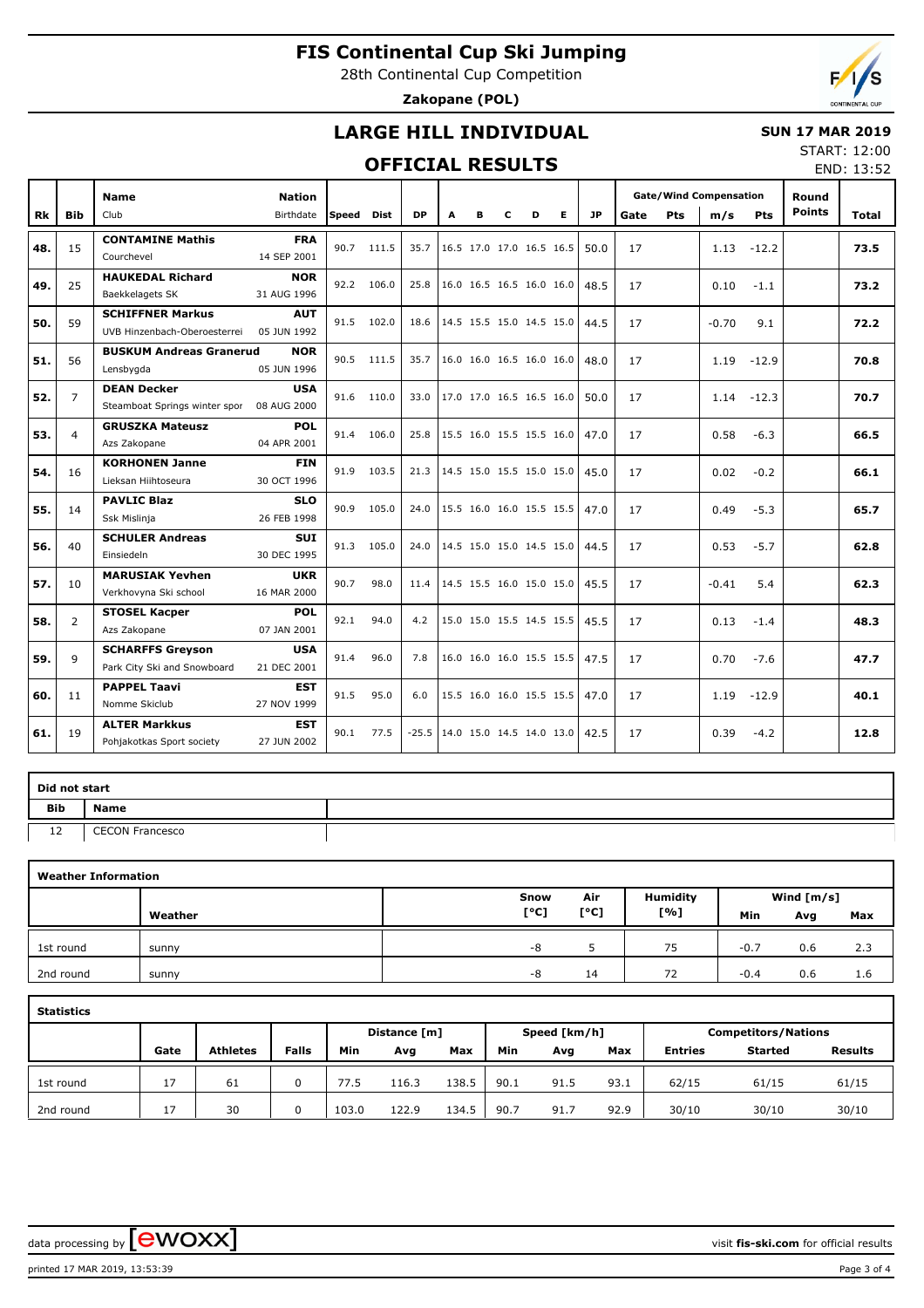# FIS Continental Cup Ski Jumping

28th Continental Cup Competition

**Zakopane (POL)**

## LARGE HILL INDIVIDUAL

**SUN 17 MAR 2019**

START: 12:00

END: 13:52

## OFFICIAL RESULTS

| Rk | Bib | Name / Club | Nation / Birthdate | Speed | Dist | DP | A | B | C | D | E | JP | Gate | Pts | m/s | Pts | Round Points | Total |
|---|---|---|---|---|---|---|---|---|---|---|---|---|---|---|---|---|---|---|
| 48. | 15 | **CONTAMINE Mathis** Courchevel | **FRA** 14 SEP 2001 | 90.7 | 111.5 | 35.7 | 16.5 | 17.0 | 17.0 | 16.5 | 16.5 | 50.0 | 17 | | 1.13 | -12.2 | | **73.5** |
| 49. | 25 | **HAUKEDAL Richard** Baekkelagets SK | **NOR** 31 AUG 1996 | 92.2 | 106.0 | 25.8 | 16.0 | 16.5 | 16.5 | 16.0 | 16.0 | 48.5 | 17 | | 0.10 | -1.1 | | **73.2** |
| 50. | 59 | **SCHIFFNER Markus** UVB Hinzenbach-Oberoesterrei | **AUT** 05 JUN 1992 | 91.5 | 102.0 | 18.6 | 14.5 | 15.5 | 15.0 | 14.5 | 15.0 | 44.5 | 17 | | -0.70 | 9.1 | | **72.2** |
| 51. | 56 | **BUSKUM Andreas Granerud** Lensbygda | **NOR** 05 JUN 1996 | 90.5 | 111.5 | 35.7 | 16.0 | 16.0 | 16.5 | 16.0 | 16.0 | 48.0 | 17 | | 1.19 | -12.9 | | **70.8** |
| 52. | 7 | **DEAN Decker** Steamboat Springs winter spor | **USA** 08 AUG 2000 | 91.6 | 110.0 | 33.0 | 17.0 | 17.0 | 16.5 | 16.5 | 16.0 | 50.0 | 17 | | 1.14 | -12.3 | | **70.7** |
| 53. | 4 | **GRUSZKA Mateusz** Azs Zakopane | **POL** 04 APR 2001 | 91.4 | 106.0 | 25.8 | 15.5 | 16.0 | 15.5 | 15.5 | 16.0 | 47.0 | 17 | | 0.58 | -6.3 | | **66.5** |
| 54. | 16 | **KORHONEN Janne** Lieksan Hiihtoseura | **FIN** 30 OCT 1996 | 91.9 | 103.5 | 21.3 | 14.5 | 15.0 | 15.5 | 15.0 | 15.0 | 45.0 | 17 | | 0.02 | -0.2 | | **66.1** |
| 55. | 14 | **PAVLIC Blaz** Ssk Mislinja | **SLO** 26 FEB 1998 | 90.9 | 105.0 | 24.0 | 15.5 | 16.0 | 16.0 | 15.5 | 15.5 | 47.0 | 17 | | 0.49 | -5.3 | | **65.7** |
| 56. | 40 | **SCHULER Andreas** Einsiedeln | **SUI** 30 DEC 1995 | 91.3 | 105.0 | 24.0 | 14.5 | 15.0 | 15.0 | 14.5 | 15.0 | 44.5 | 17 | | 0.53 | -5.7 | | **62.8** |
| 57. | 10 | **MARUSIAK Yevhen** Verkhovyna Ski school | **UKR** 16 MAR 2000 | 90.7 | 98.0 | 11.4 | 14.5 | 15.5 | 16.0 | 15.0 | 15.0 | 45.5 | 17 | | -0.41 | 5.4 | | **62.3** |
| 58. | 2 | **STOSEL Kacper** Azs Zakopane | **POL** 07 JAN 2001 | 92.1 | 94.0 | 4.2 | 15.0 | 15.0 | 15.5 | 14.5 | 15.5 | 45.5 | 17 | | 0.13 | -1.4 | | **48.3** |
| 59. | 9 | **SCHARFFS Greyson** Park City Ski and Snowboard | **USA** 21 DEC 2001 | 91.4 | 96.0 | 7.8 | 16.0 | 16.0 | 16.0 | 15.5 | 15.5 | 47.5 | 17 | | 0.70 | -7.6 | | **47.7** |
| 60. | 11 | **PAPPEL Taavi** Nomme Skiclub | **EST** 27 NOV 1999 | 91.5 | 95.0 | 6.0 | 15.5 | 16.0 | 16.0 | 15.5 | 15.5 | 47.0 | 17 | | 1.19 | -12.9 | | **40.1** |
| 61. | 19 | **ALTER Markkus** Pohjakotkas Sport society | **EST** 27 JUN 2002 | 90.1 | 77.5 | -25.5 | 14.0 | 15.0 | 14.5 | 14.0 | 13.0 | 42.5 | 17 | | 0.39 | -4.2 | | **12.8** |

**Did not start**

| Bib | Name |
|---|---|
| 12 | CECON Francesco |

**Weather Information**

| | Weather | Snow [°C] | Air [°C] | Humidity [%] | Wind [m/s] Min | Avg | Max |
|---|---|---|---|---|---|---|---|
| 1st round | sunny | -8 | 5 | 75 | -0.7 | 0.6 | 2.3 |
| 2nd round | sunny | -8 | 14 | 72 | -0.4 | 0.6 | 1.6 |

**Statistics**

| | Gate | Athletes | Falls | Distance [m] Min | Avg | Max | Speed [km/h] Min | Avg | Max | Competitors/Nations Entries | Started | Results |
|---|---|---|---|---|---|---|---|---|---|---|---|---|
| 1st round | 17 | 61 | 0 | 77.5 | 116.3 | 138.5 | 90.1 | 91.5 | 93.1 | 62/15 | 61/15 | 61/15 |
| 2nd round | 17 | 30 | 0 | 103.0 | 122.9 | 134.5 | 90.7 | 91.7 | 92.9 | 30/10 | 30/10 | 30/10 |

data processing by ewoxx — visit fis-ski.com for official results

printed 17 MAR 2019, 13:53:39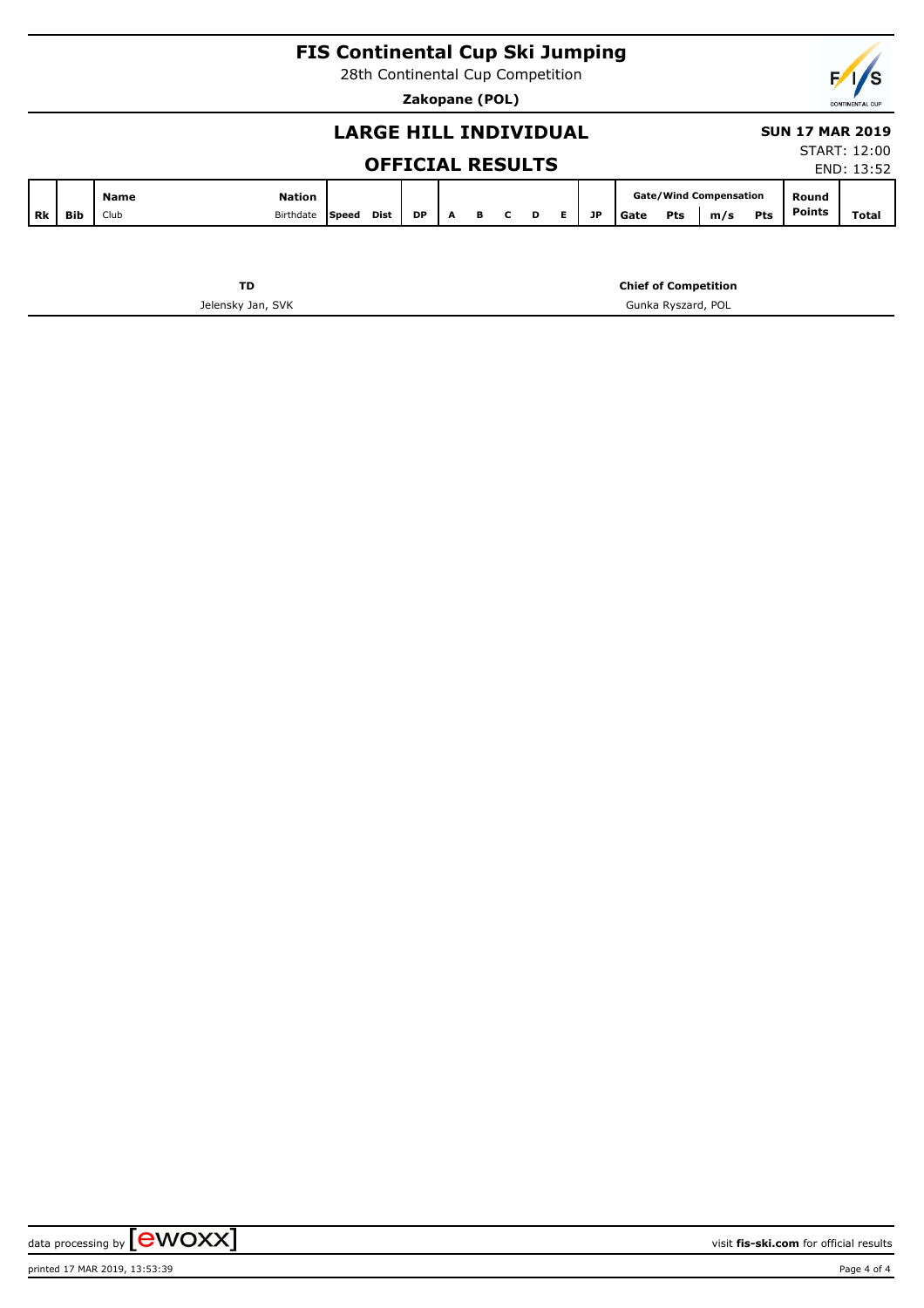# FIS Continental Cup Ski Jumping

28th Continental Cup Competition

**Zakopane (POL)**

## LARGE HILL INDIVIDUAL

**SUN 17 MAR 2019**

START: 12:00

END: 13:52

## OFFICIAL RESULTS

| | | Name | Nation | | | | | | | | | | | Gate/Wind Compensation | | | | Round | |
|---|---|---|---|---|---|---|---|---|---|---|---|---|---|---|---|---|---|---|---|
| Rk | Bib | Club | Birthdate | Speed | Dist | DP | A | B | C | D | E | JP | Gate | Pts | m/s | Pts | | Points | Total |

| TD | Chief of Competition |
|---|---|
| Jelensky Jan, SVK | Gunka Ryszard, POL |

data processing by [ewoxx]

visit **fis-ski.com** for official results

printed 17 MAR 2019, 13:53:39